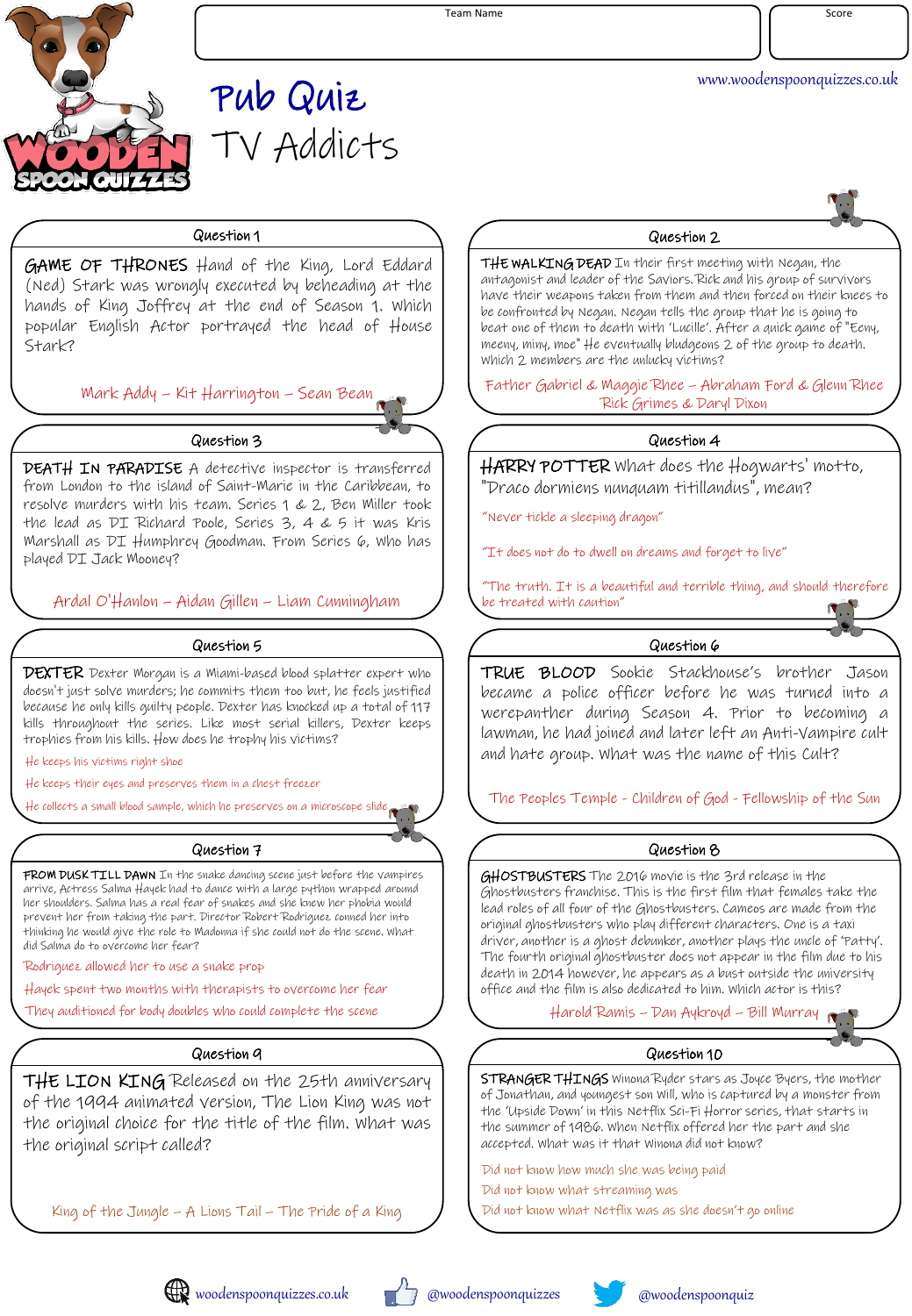Team Name

Score

www.woodenspoonquizzes.co.uk

# Pub Quiz
## TV Addicts

### Question 1

**GAME OF THRONES** Hand of the King, Lord Eddard (Ned) Stark was wrongly executed by beheading at the hands of King Joffrey at the end of Season 1. Which popular English Actor portrayed the head of House Stark?

Mark Addy – Kit Harrington – Sean Bean

### Question 2

**THE WALKING DEAD** In their first meeting with Negan, the antagonist and leader of the Saviors. Rick and his group of survivors have their weapons taken from them and then forced on their knees to be confronted by Negan. Negan tells the group that he is going to beat one of them to death with 'Lucille'. After a quick game of "Eeny, meeny, miny, moe" He eventually bludgeons 2 of the group to death. Which 2 members are the unlucky victims?

Father Gabriel & Maggie Rhee – Abraham Ford & Glenn Rhee
Rick Grimes & Daryl Dixon

### Question 3

**DEATH IN PARADISE** A detective inspector is transferred from London to the island of Saint-Marie in the Caribbean, to resolve murders with his team. Series 1 & 2, Ben Miller took the lead as DI Richard Poole, Series 3, 4 & 5 it was Kris Marshall as DI Humphrey Goodman. From Series 6, Who has played DI Jack Mooney?

Ardal O'Hanlon – Aidan Gillen – Liam Cunningham

### Question 4

**HARRY POTTER** What does the Hogwarts' motto, "Draco dormiens nunquam titillandus", mean?

"Never tickle a sleeping dragon"

"It does not do to dwell on dreams and forget to live"

"The truth. It is a beautiful and terrible thing, and should therefore be treated with caution"

### Question 5

**DEXTER** Dexter Morgan is a Miami-based blood splatter expert who doesn't just solve murders; he commits them too but, he feels justified because he only kills guilty people. Dexter has knocked up a total of 117 kills throughout the series. Like most serial killers, Dexter keeps trophies from his kills. How does he trophy his victims?

He keeps his victims right shoe

He keeps their eyes and preserves them in a chest freezer

He collects a small blood sample, which he preserves on a microscope slide

### Question 6

**TRUE BLOOD** Sookie Stackhouse's brother Jason became a police officer before he was turned into a werepanther during Season 4. Prior to becoming a lawman, he had joined and later left an Anti-Vampire cult and hate group. What was the name of this Cult?

The Peoples Temple - Children of God - Fellowship of the Sun

### Question 7

**FROM DUSK TILL DAWN** In the snake dancing scene just before the vampires arrive, Actress Salma Hayek had to dance with a large python wrapped around her shoulders. Salma has a real fear of snakes and she knew her phobia would prevent her from taking the part. Director Robert Rodriguez conned her into thinking he would give the role to Madonna if she could not do the scene. What did Salma do to overcome her fear?

Rodriguez allowed her to use a snake prop

Hayek spent two months with therapists to overcome her fear

They auditioned for body doubles who could complete the scene

### Question 8

**GHOSTBUSTERS** The 2016 movie is the 3rd release in the Ghostbusters franchise. This is the first film that females take the lead roles of all four of the Ghostbusters. Cameos are made from the original ghostbusters who play different characters. One is a taxi driver, another is a ghost debunker, another plays the uncle of 'Patty'. The fourth original ghostbuster does not appear in the film due to his death in 2014 however, he appears as a bust outside the university office and the film is also dedicated to him. Which actor is this?

Harold Ramis – Dan Aykroyd – Bill Murray

### Question 9

**THE LION KING** Released on the 25th anniversary of the 1994 animated version, The Lion King was not the original choice for the title of the film. What was the original script called?

King of the Jungle – A Lions Tail – The Pride of a King

### Question 10

**STRANGER THINGS** Winona Ryder stars as Joyce Byers, the mother of Jonathan, and youngest son Will, who is captured by a monster from the 'Upside Down' in this Netflix Sci-Fi Horror series, that starts in the summer of 1986. When Netflix offered her the part and she accepted. What was it that Winona did not know?

Did not know how much she was being paid

Did not know what streaming was

Did not know what Netflix was as she doesn't go online

woodenspoonquizzes.co.uk — @woodenspoonquizzes — @woodenspoonquiz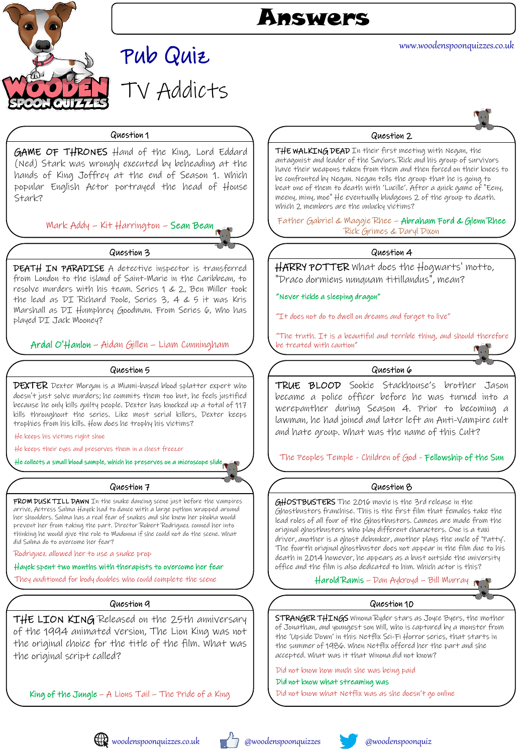# Answers

www.woodenspoonquizzes.co.uk

## Pub Quiz

## TV Addicts

### Question 1

GAME OF THRONES Hand of the King, Lord Eddard (Ned) Stark was wrongly executed by beheading at the hands of King Joffrey at the end of Season 1. Which popular English Actor portrayed the head of House Stark?

Mark Addy – Kit Harrington – **Sean Bean**

### Question 2

THE WALKING DEAD In their first meeting with Negan, the antagonist and leader of the Saviors. Rick and his group of survivors have their weapons taken from them and then forced on their knees to be confronted by Negan. Negan tells the group that he is going to beat one of them to death with 'Lucille'. After a quick game of "Eeny, meeny, miny, moe" He eventually bludgeons 2 of the group to death. Which 2 members are the unlucky victims?

Father Gabriel & Maggie Rhee – **Abraham Ford & Glenn Rhee**

Rick Grimes & Daryl Dixon

### Question 3

DEATH IN PARADISE A detective inspector is transferred from London to the island of Saint-Marie in the Caribbean, to resolve murders with his team. Series 1 & 2, Ben Miller took the lead as DI Richard Poole, Series 3, 4 & 5 it was Kris Marshall as DI Humphrey Goodman. From Series 6, Who has played DI Jack Mooney?

**Ardal O'Hanlon** – Aidan Gillen – Liam Cunningham

### Question 4

HARRY POTTER What does the Hogwarts' motto, "Draco dormiens nunquam titillandus", mean?

**"Never tickle a sleeping dragon"**

"It does not do to dwell on dreams and forget to live"

"The truth. It is a beautiful and terrible thing, and should therefore be treated with caution"

### Question 5

DEXTER Dexter Morgan is a Miami-based blood splatter expert who doesn't just solve murders; he commits them too but, he feels justified because he only kills guilty people. Dexter has knocked up a total of 117 kills throughout the series. Like most serial killers, Dexter keeps trophies from his kills. How does he trophy his victims?

He keeps his victims right shoe

He keeps their eyes and preserves them in a chest freezer

**He collects a small blood sample, which he preserves on a microscope slide**

### Question 6

TRUE BLOOD Sookie Stackhouse's brother Jason became a police officer before he was turned into a werepanther during Season 4. Prior to becoming a lawman, he had joined and later left an Anti-Vampire cult and hate group. What was the name of this Cult?

The Peoples Temple - Children of God - **Fellowship of the Sun**

### Question 7

FROM DUSK TILL DAWN In the snake dancing scene just before the vampires arrive, Actress Salma Hayek had to dance with a large python wrapped around her shoulders. Salma has a real fear of snakes and she knew her phobia would prevent her from taking the part. Director Robert Rodriguez conned her into thinking he would give the role to Madonna if she could not do the scene. What did Salma do to overcome her fear?

Rodriguez allowed her to use a snake prop

**Hayek spent two months with therapists to overcome her fear**

They auditioned for body doubles who could complete the scene

### Question 8

GHOSTBUSTERS The 2016 movie is the 3rd release in the Ghostbusters franchise. This is the first film that females take the lead roles of all four of the Ghostbusters. Cameos are made from the original ghostbusters who play different characters. One is a taxi driver, another is a ghost debunker, another plays the uncle of 'Patty'. The fourth original ghostbuster does not appear in the film due to his death in 2014 however, he appears as a bust outside the university office and the film is also dedicated to him. Which actor is this?

**Harold Ramis** – Dan Aykroyd – Bill Murray

### Question 9

THE LION KING Released on the 25th anniversary of the 1994 animated version, The Lion King was not the original choice for the title of the film. What was the original script called?

**King of the Jungle** – A Lions Tail – The Pride of a King

### Question 10

STRANGER THINGS Winona Ryder stars as Joyce Byers, the mother of Jonathan, and youngest son Will, who is captured by a monster from the 'Upside Down' in this Netflix Sci-Fi Horror series, that starts in the summer of 1986. When Netflix offered her the part and she accepted. What was it that Winona did not know?

Did not know how much she was being paid

**Did not know what streaming was**

Did not know what Netflix was as she doesn't go online

woodenspoonquizzes.co.uk | @woodenspoonquizzes | @woodenspoonquiz